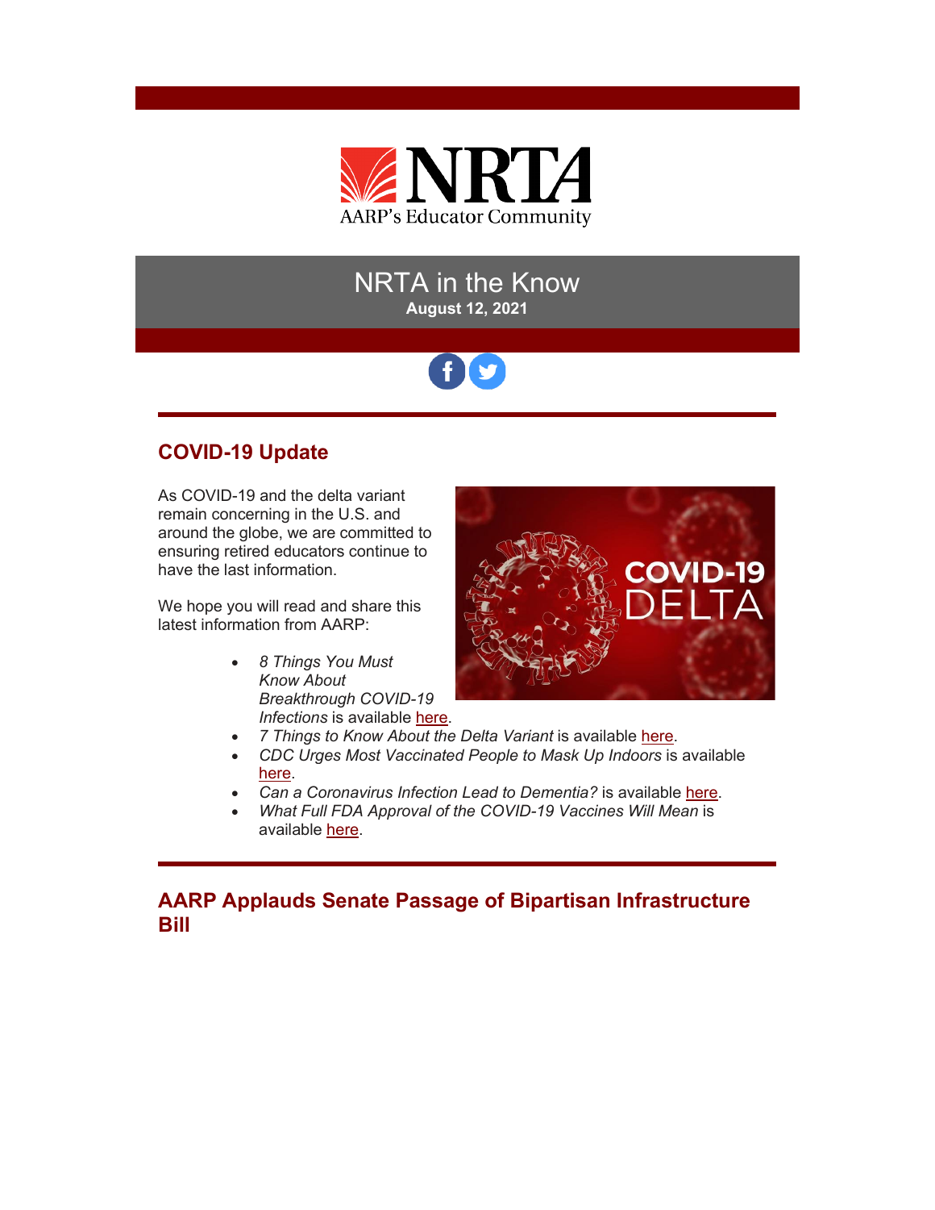NRTA
AARP's Educator Community

# NRTA in the Know

**August 12, 2021**

## COVID-19 Update

As COVID-19 and the delta variant remain concerning in the U.S. and around the globe, we are committed to ensuring retired educators continue to have the last information.

We hope you will read and share this latest information from AARP:

- *8 Things You Must Know About Breakthrough COVID-19 Infections* is available here.
- *7 Things to Know About the Delta Variant* is available here.
- *CDC Urges Most Vaccinated People to Mask Up Indoors* is available here.
- *Can a Coronavirus Infection Lead to Dementia?* is available here.
- *What Full FDA Approval of the COVID-19 Vaccines Will Mean* is available here.

## AARP Applauds Senate Passage of Bipartisan Infrastructure Bill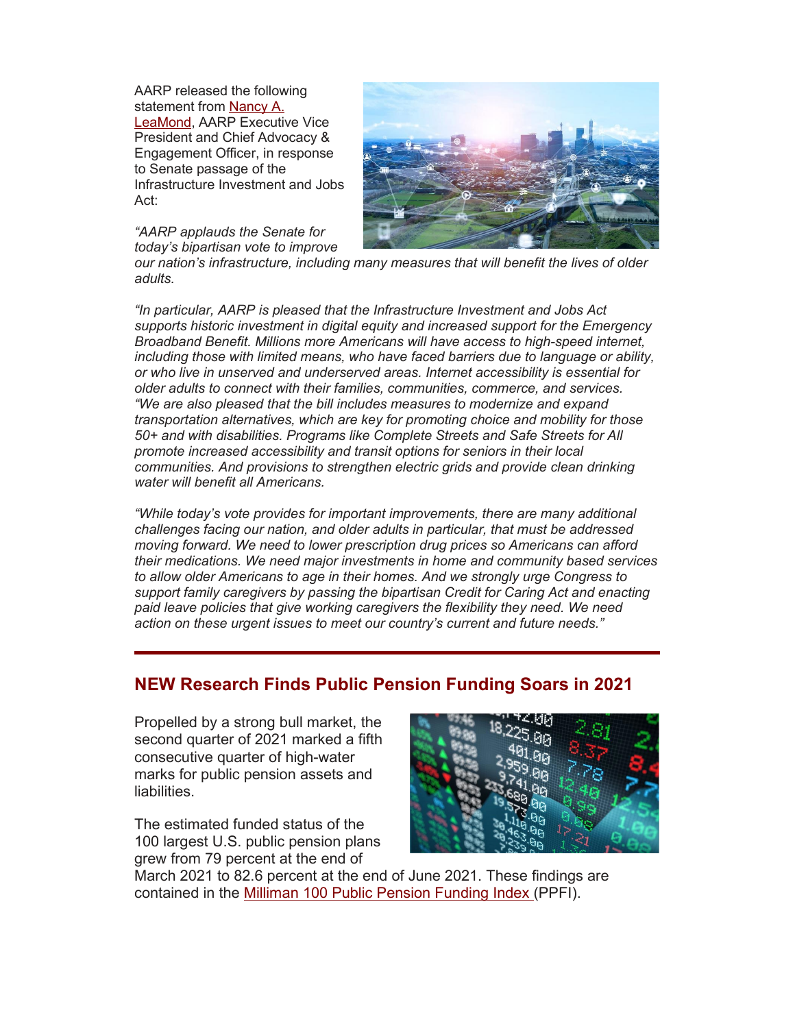AARP released the following statement from Nancy A. LeaMond, AARP Executive Vice President and Chief Advocacy & Engagement Officer, in response to Senate passage of the Infrastructure Investment and Jobs Act:

*"AARP applauds the Senate for today's bipartisan vote to improve our nation's infrastructure, including many measures that will benefit the lives of older adults.*

*"In particular, AARP is pleased that the Infrastructure Investment and Jobs Act supports historic investment in digital equity and increased support for the Emergency Broadband Benefit. Millions more Americans will have access to high-speed internet, including those with limited means, who have faced barriers due to language or ability, or who live in unserved and underserved areas. Internet accessibility is essential for older adults to connect with their families, communities, commerce, and services.*
*"We are also pleased that the bill includes measures to modernize and expand transportation alternatives, which are key for promoting choice and mobility for those 50+ and with disabilities. Programs like Complete Streets and Safe Streets for All promote increased accessibility and transit options for seniors in their local communities. And provisions to strengthen electric grids and provide clean drinking water will benefit all Americans.*

*"While today's vote provides for important improvements, there are many additional challenges facing our nation, and older adults in particular, that must be addressed moving forward. We need to lower prescription drug prices so Americans can afford their medications. We need major investments in home and community based services to allow older Americans to age in their homes. And we strongly urge Congress to support family caregivers by passing the bipartisan Credit for Caring Act and enacting paid leave policies that give working caregivers the flexibility they need. We need action on these urgent issues to meet our country's current and future needs."*

---

## NEW Research Finds Public Pension Funding Soars in 2021

Propelled by a strong bull market, the second quarter of 2021 marked a fifth consecutive quarter of high-water marks for public pension assets and liabilities.

The estimated funded status of the 100 largest U.S. public pension plans grew from 79 percent at the end of March 2021 to 82.6 percent at the end of June 2021. These findings are contained in the Milliman 100 Public Pension Funding Index (PPFI).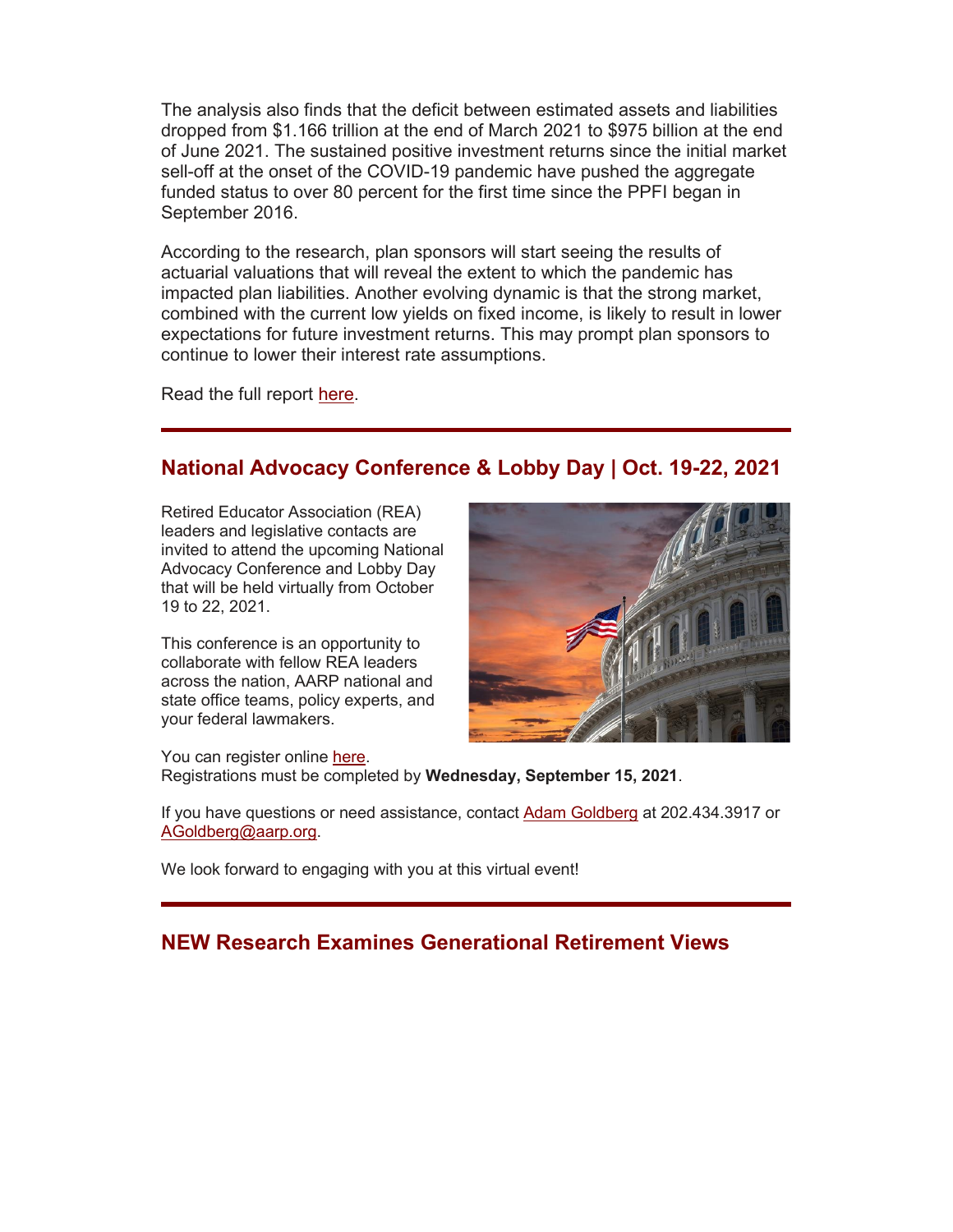The analysis also finds that the deficit between estimated assets and liabilities dropped from $1.166 trillion at the end of March 2021 to $975 billion at the end of June 2021. The sustained positive investment returns since the initial market sell-off at the onset of the COVID-19 pandemic have pushed the aggregate funded status to over 80 percent for the first time since the PPFI began in September 2016.

According to the research, plan sponsors will start seeing the results of actuarial valuations that will reveal the extent to which the pandemic has impacted plan liabilities. Another evolving dynamic is that the strong market, combined with the current low yields on fixed income, is likely to result in lower expectations for future investment returns. This may prompt plan sponsors to continue to lower their interest rate assumptions.

Read the full report here.

---

## National Advocacy Conference & Lobby Day | Oct. 19-22, 2021

Retired Educator Association (REA) leaders and legislative contacts are invited to attend the upcoming National Advocacy Conference and Lobby Day that will be held virtually from October 19 to 22, 2021.

This conference is an opportunity to collaborate with fellow REA leaders across the nation, AARP national and state office teams, policy experts, and your federal lawmakers.

You can register online here.
Registrations must be completed by **Wednesday, September 15, 2021**.

If you have questions or need assistance, contact Adam Goldberg at 202.434.3917 or AGoldberg@aarp.org.

We look forward to engaging with you at this virtual event!

---

## NEW Research Examines Generational Retirement Views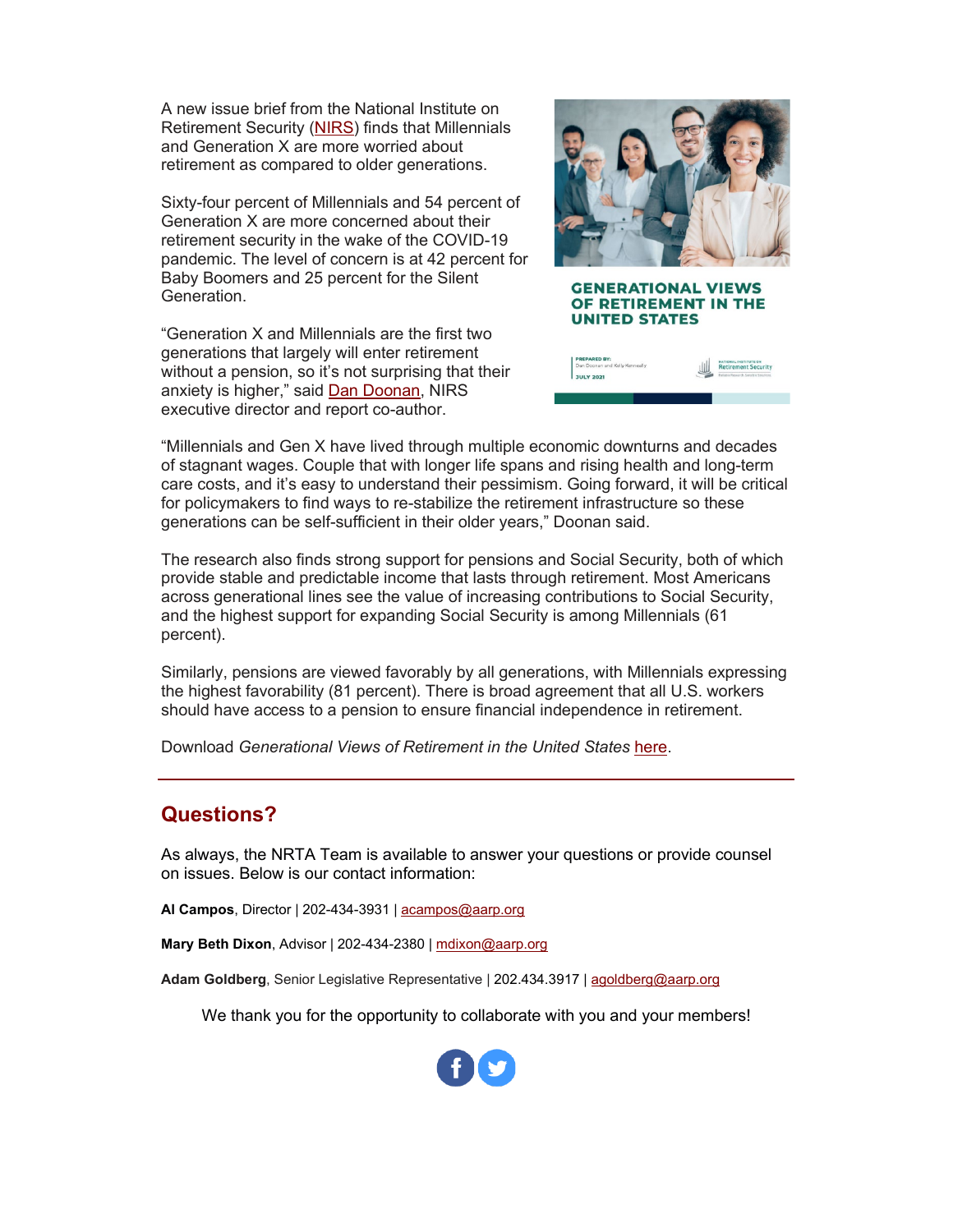A new issue brief from the National Institute on Retirement Security (NIRS) finds that Millennials and Generation X are more worried about retirement as compared to older generations.

Sixty-four percent of Millennials and 54 percent of Generation X are more concerned about their retirement security in the wake of the COVID-19 pandemic. The level of concern is at 42 percent for Baby Boomers and 25 percent for the Silent Generation.

"Generation X and Millennials are the first two generations that largely will enter retirement without a pension, so it's not surprising that their anxiety is higher," said Dan Doonan, NIRS executive director and report co-author.

"Millennials and Gen X have lived through multiple economic downturns and decades of stagnant wages. Couple that with longer life spans and rising health and long-term care costs, and it's easy to understand their pessimism. Going forward, it will be critical for policymakers to find ways to re-stabilize the retirement infrastructure so these generations can be self-sufficient in their older years," Doonan said.

The research also finds strong support for pensions and Social Security, both of which provide stable and predictable income that lasts through retirement. Most Americans across generational lines see the value of increasing contributions to Social Security, and the highest support for expanding Social Security is among Millennials (61 percent).

Similarly, pensions are viewed favorably by all generations, with Millennials expressing the highest favorability (81 percent). There is broad agreement that all U.S. workers should have access to a pension to ensure financial independence in retirement.

Download *Generational Views of Retirement in the United States* here.

## Questions?

As always, the NRTA Team is available to answer your questions or provide counsel on issues. Below is our contact information:

**Al Campos**, Director | 202-434-3931 | acampos@aarp.org

**Mary Beth Dixon**, Advisor | 202-434-2380 | mdixon@aarp.org

**Adam Goldberg**, Senior Legislative Representative | 202.434.3917 | agoldberg@aarp.org

We thank you for the opportunity to collaborate with you and your members!